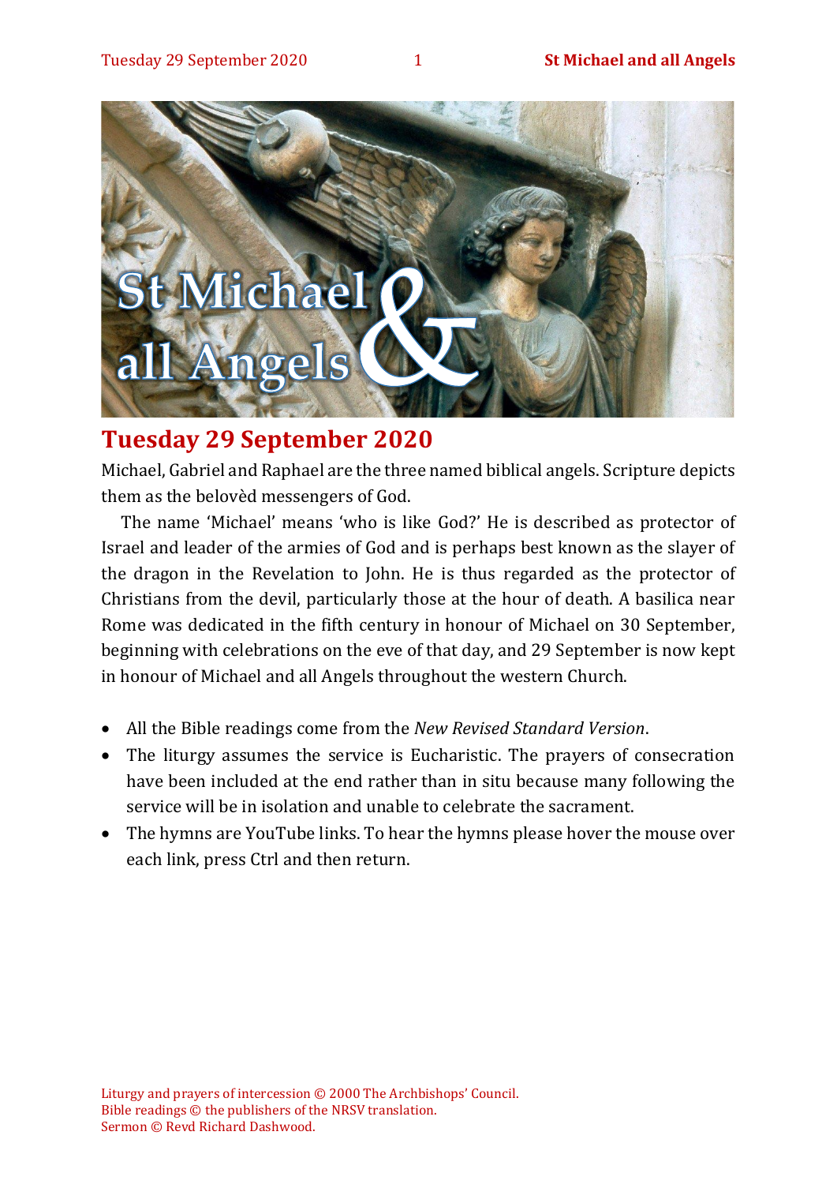# Tuesday 29 September 2020

Michael, Gabriel and Raphael are the three named biblical angels. Scripture depicts them as the belovèd messengers of God.

The name 'Michael' means 'who is like God?' He is described as protector of Israel and leader of the armies of God and is perhaps best known as the slayer of the dragon in the Revelation to John. He is thus regarded as the protector of Christians from the devil, particularly those at the hour of death. A basilica near Rome was dedicated in the fifth century in honour of Michael on 30 September, beginning with celebrations on the eve of that day, and 29 September is now kept in honour of Michael and all Angels throughout the western Church.

- All the Bible readings come from the *New Revised Standard Version*.
- The liturgy assumes the service is Eucharistic. The prayers of consecration have been included at the end rather than in situ because many following the service will be in isolation and unable to celebrate the sacrament.
- The hymns are YouTube links. To hear the hymns please hover the mouse over each link, press Ctrl and then return.

Liturgy and prayers of intercession © 2000 The Archbishops' Council.
Bible readings © the publishers of the NRSV translation.
Sermon © Revd Richard Dashwood.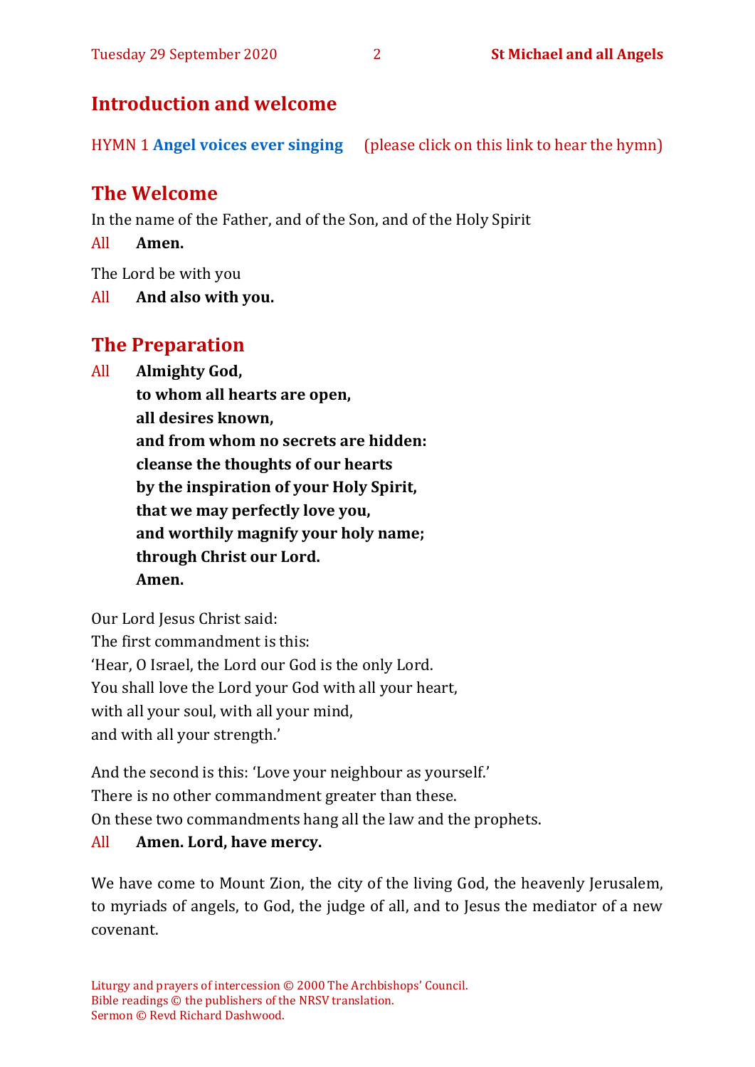## Introduction and welcome

HYMN 1 **Angel voices ever singing** (please click on this link to hear the hymn)

## The Welcome

In the name of the Father, and of the Son, and of the Holy Spirit

All **Amen.**

The Lord be with you

All **And also with you.**

## The Preparation

All **Almighty God,**
**to whom all hearts are open,**
**all desires known,**
**and from whom no secrets are hidden:**
**cleanse the thoughts of our hearts**
**by the inspiration of your Holy Spirit,**
**that we may perfectly love you,**
**and worthily magnify your holy name;**
**through Christ our Lord.**
**Amen.**

Our Lord Jesus Christ said:
The first commandment is this:
'Hear, O Israel, the Lord our God is the only Lord.
You shall love the Lord your God with all your heart,
with all your soul, with all your mind,
and with all your strength.'

And the second is this: 'Love your neighbour as yourself.'
There is no other commandment greater than these.
On these two commandments hang all the law and the prophets.

All **Amen. Lord, have mercy.**

We have come to Mount Zion, the city of the living God, the heavenly Jerusalem, to myriads of angels, to God, the judge of all, and to Jesus the mediator of a new covenant.

Liturgy and prayers of intercession © 2000 The Archbishops' Council.
Bible readings © the publishers of the NRSV translation.
Sermon © Revd Richard Dashwood.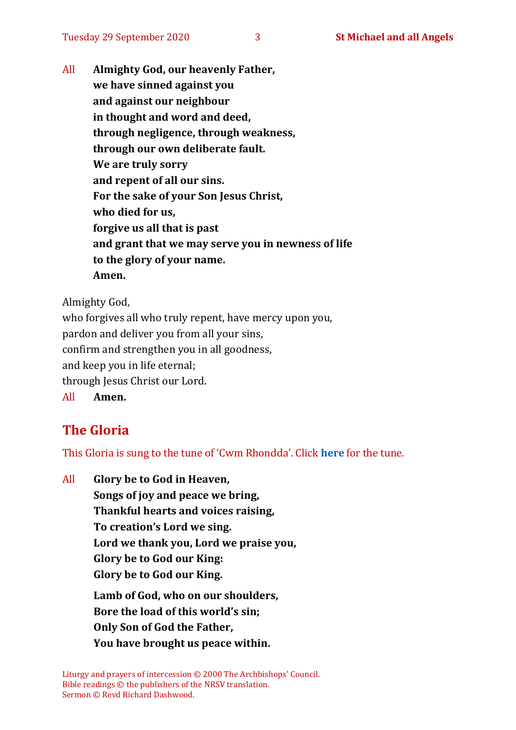All **Almighty God, our heavenly Father,**
**we have sinned against you**
**and against our neighbour**
**in thought and word and deed,**
**through negligence, through weakness,**
**through our own deliberate fault.**
**We are truly sorry**
**and repent of all our sins.**
**For the sake of your Son Jesus Christ,**
**who died for us,**
**forgive us all that is past**
**and grant that we may serve you in newness of life**
**to the glory of your name.**
**Amen.**

Almighty God,
who forgives all who truly repent, have mercy upon you,
pardon and deliver you from all your sins,
confirm and strengthen you in all goodness,
and keep you in life eternal;
through Jesus Christ our Lord.
All **Amen.**

## The Gloria

This Gloria is sung to the tune of 'Cwm Rhondda'. Click **here** for the tune.

All **Glory be to God in Heaven,**
**Songs of joy and peace we bring,**
**Thankful hearts and voices raising,**
**To creation's Lord we sing.**
**Lord we thank you, Lord we praise you,**
**Glory be to God our King:**
**Glory be to God our King.**

**Lamb of God, who on our shoulders,**
**Bore the load of this world's sin;**
**Only Son of God the Father,**
**You have brought us peace within.**

Liturgy and prayers of intercession © 2000 The Archbishops' Council.
Bible readings © the publishers of the NRSV translation.
Sermon © Revd Richard Dashwood.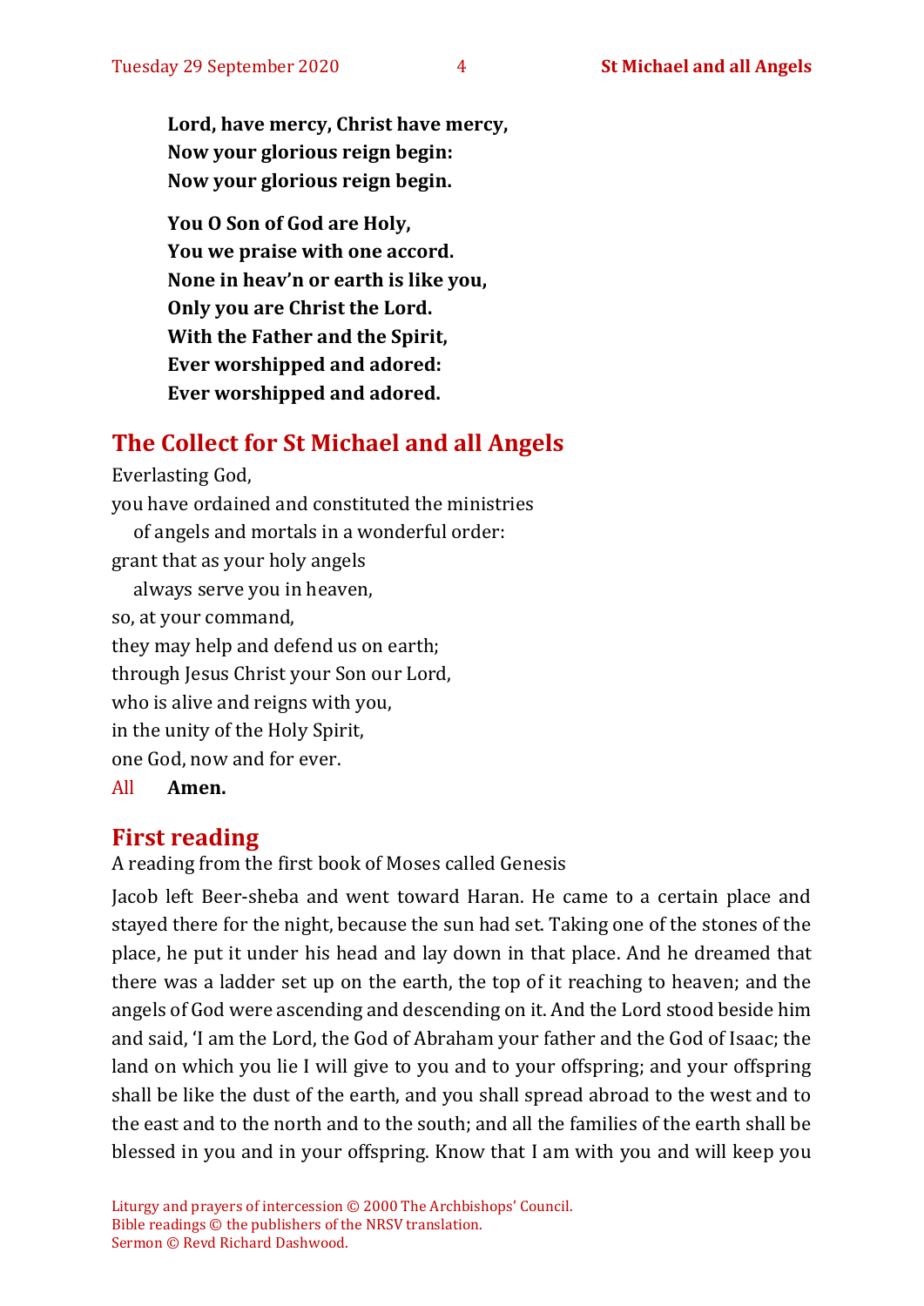**Lord, have mercy, Christ have mercy,**
**Now your glorious reign begin:**
**Now your glorious reign begin.**

**You O Son of God are Holy,**
**You we praise with one accord.**
**None in heav'n or earth is like you,**
**Only you are Christ the Lord.**
**With the Father and the Spirit,**
**Ever worshipped and adored:**
**Ever worshipped and adored.**

## The Collect for St Michael and all Angels

Everlasting God,
you have ordained and constituted the ministries
  of angels and mortals in a wonderful order:
grant that as your holy angels
  always serve you in heaven,
so, at your command,
they may help and defend us on earth;
through Jesus Christ your Son our Lord,
who is alive and reigns with you,
in the unity of the Holy Spirit,
one God, now and for ever.

All **Amen.**

## First reading

A reading from the first book of Moses called Genesis

Jacob left Beer-sheba and went toward Haran. He came to a certain place and stayed there for the night, because the sun had set. Taking one of the stones of the place, he put it under his head and lay down in that place. And he dreamed that there was a ladder set up on the earth, the top of it reaching to heaven; and the angels of God were ascending and descending on it. And the Lord stood beside him and said, 'I am the Lord, the God of Abraham your father and the God of Isaac; the land on which you lie I will give to you and to your offspring; and your offspring shall be like the dust of the earth, and you shall spread abroad to the west and to the east and to the north and to the south; and all the families of the earth shall be blessed in you and in your offspring. Know that I am with you and will keep you

Liturgy and prayers of intercession © 2000 The Archbishops' Council.
Bible readings © the publishers of the NRSV translation.
Sermon © Revd Richard Dashwood.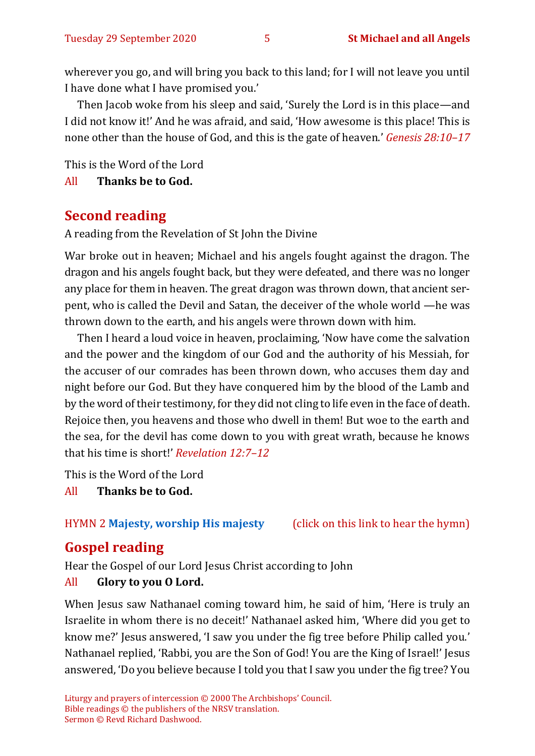wherever you go, and will bring you back to this land; for I will not leave you until I have done what I have promised you.'

Then Jacob woke from his sleep and said, 'Surely the Lord is in this place—and I did not know it!' And he was afraid, and said, 'How awesome is this place! This is none other than the house of God, and this is the gate of heaven.' *Genesis 28:10–17*

This is the Word of the Lord

All **Thanks be to God.**

## Second reading

A reading from the Revelation of St John the Divine

War broke out in heaven; Michael and his angels fought against the dragon. The dragon and his angels fought back, but they were defeated, and there was no longer any place for them in heaven. The great dragon was thrown down, that ancient serpent, who is called the Devil and Satan, the deceiver of the whole world —he was thrown down to the earth, and his angels were thrown down with him.

Then I heard a loud voice in heaven, proclaiming, 'Now have come the salvation and the power and the kingdom of our God and the authority of his Messiah, for the accuser of our comrades has been thrown down, who accuses them day and night before our God. But they have conquered him by the blood of the Lamb and by the word of their testimony, for they did not cling to life even in the face of death. Rejoice then, you heavens and those who dwell in them! But woe to the earth and the sea, for the devil has come down to you with great wrath, because he knows that his time is short!' *Revelation 12:7–12*

This is the Word of the Lord

All **Thanks be to God.**

HYMN 2 **Majesty, worship His majesty** (click on this link to hear the hymn)

## Gospel reading

Hear the Gospel of our Lord Jesus Christ according to John

All **Glory to you O Lord.**

When Jesus saw Nathanael coming toward him, he said of him, 'Here is truly an Israelite in whom there is no deceit!' Nathanael asked him, 'Where did you get to know me?' Jesus answered, 'I saw you under the fig tree before Philip called you.' Nathanael replied, 'Rabbi, you are the Son of God! You are the King of Israel!' Jesus answered, 'Do you believe because I told you that I saw you under the fig tree? You

Liturgy and prayers of intercession © 2000 The Archbishops' Council.
Bible readings © the publishers of the NRSV translation.
Sermon © Revd Richard Dashwood.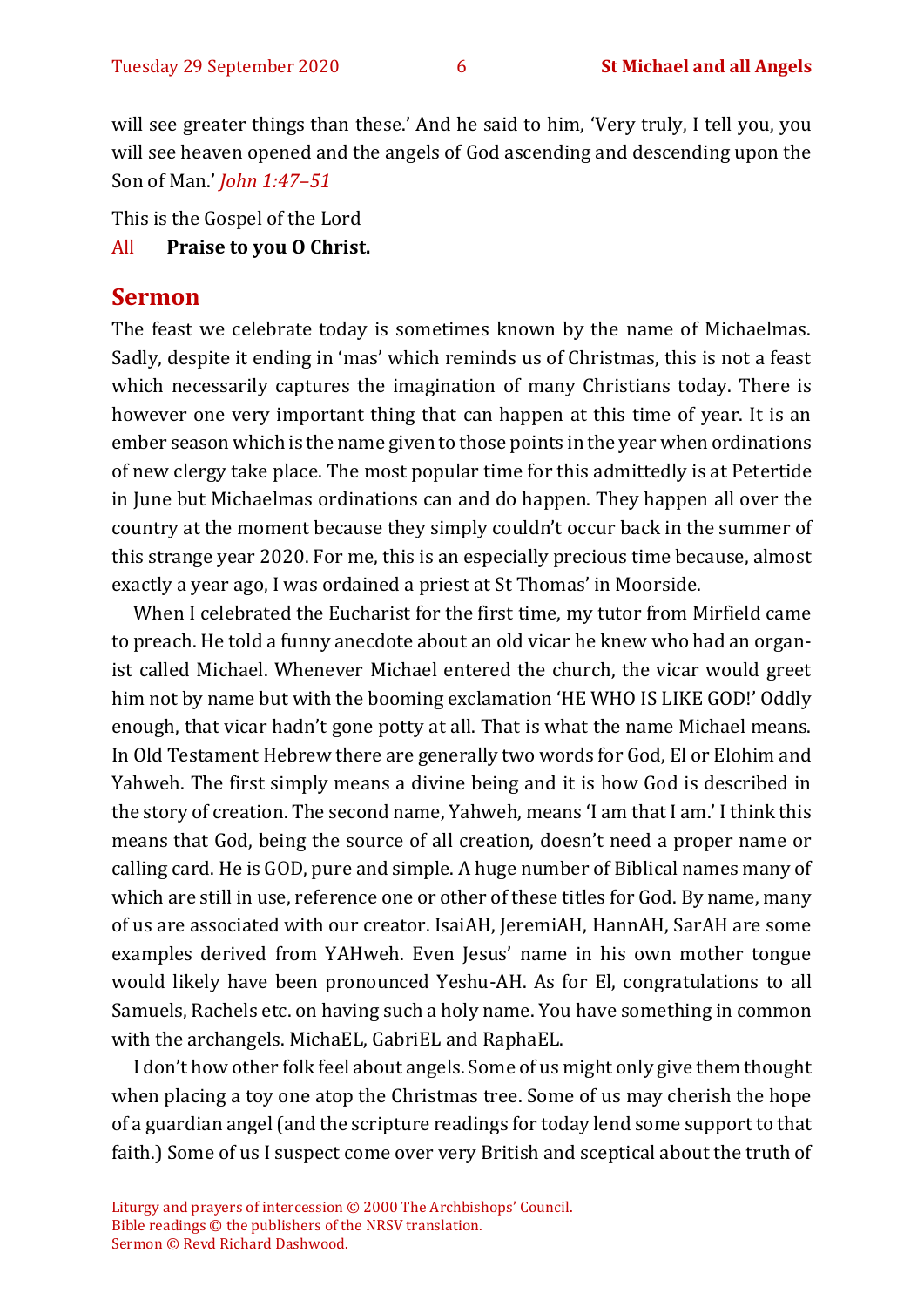will see greater things than these.' And he said to him, 'Very truly, I tell you, you will see heaven opened and the angels of God ascending and descending upon the Son of Man.' *John 1:47–51*

This is the Gospel of the Lord

All **Praise to you O Christ.**

## Sermon

The feast we celebrate today is sometimes known by the name of Michaelmas. Sadly, despite it ending in 'mas' which reminds us of Christmas, this is not a feast which necessarily captures the imagination of many Christians today. There is however one very important thing that can happen at this time of year. It is an ember season which is the name given to those points in the year when ordinations of new clergy take place. The most popular time for this admittedly is at Petertide in June but Michaelmas ordinations can and do happen. They happen all over the country at the moment because they simply couldn't occur back in the summer of this strange year 2020. For me, this is an especially precious time because, almost exactly a year ago, I was ordained a priest at St Thomas' in Moorside.

When I celebrated the Eucharist for the first time, my tutor from Mirfield came to preach. He told a funny anecdote about an old vicar he knew who had an organist called Michael. Whenever Michael entered the church, the vicar would greet him not by name but with the booming exclamation 'HE WHO IS LIKE GOD!' Oddly enough, that vicar hadn't gone potty at all. That is what the name Michael means. In Old Testament Hebrew there are generally two words for God, El or Elohim and Yahweh. The first simply means a divine being and it is how God is described in the story of creation. The second name, Yahweh, means 'I am that I am.' I think this means that God, being the source of all creation, doesn't need a proper name or calling card. He is GOD, pure and simple. A huge number of Biblical names many of which are still in use, reference one or other of these titles for God. By name, many of us are associated with our creator. IsaiAH, JeremiAH, HannAH, SarAH are some examples derived from YAHweh. Even Jesus' name in his own mother tongue would likely have been pronounced Yeshu-AH. As for El, congratulations to all Samuels, Rachels etc. on having such a holy name. You have something in common with the archangels. MichaEL, GabriEL and RaphaEL.

I don't how other folk feel about angels. Some of us might only give them thought when placing a toy one atop the Christmas tree. Some of us may cherish the hope of a guardian angel (and the scripture readings for today lend some support to that faith.) Some of us I suspect come over very British and sceptical about the truth of

Liturgy and prayers of intercession © 2000 The Archbishops' Council.
Bible readings © the publishers of the NRSV translation.
Sermon © Revd Richard Dashwood.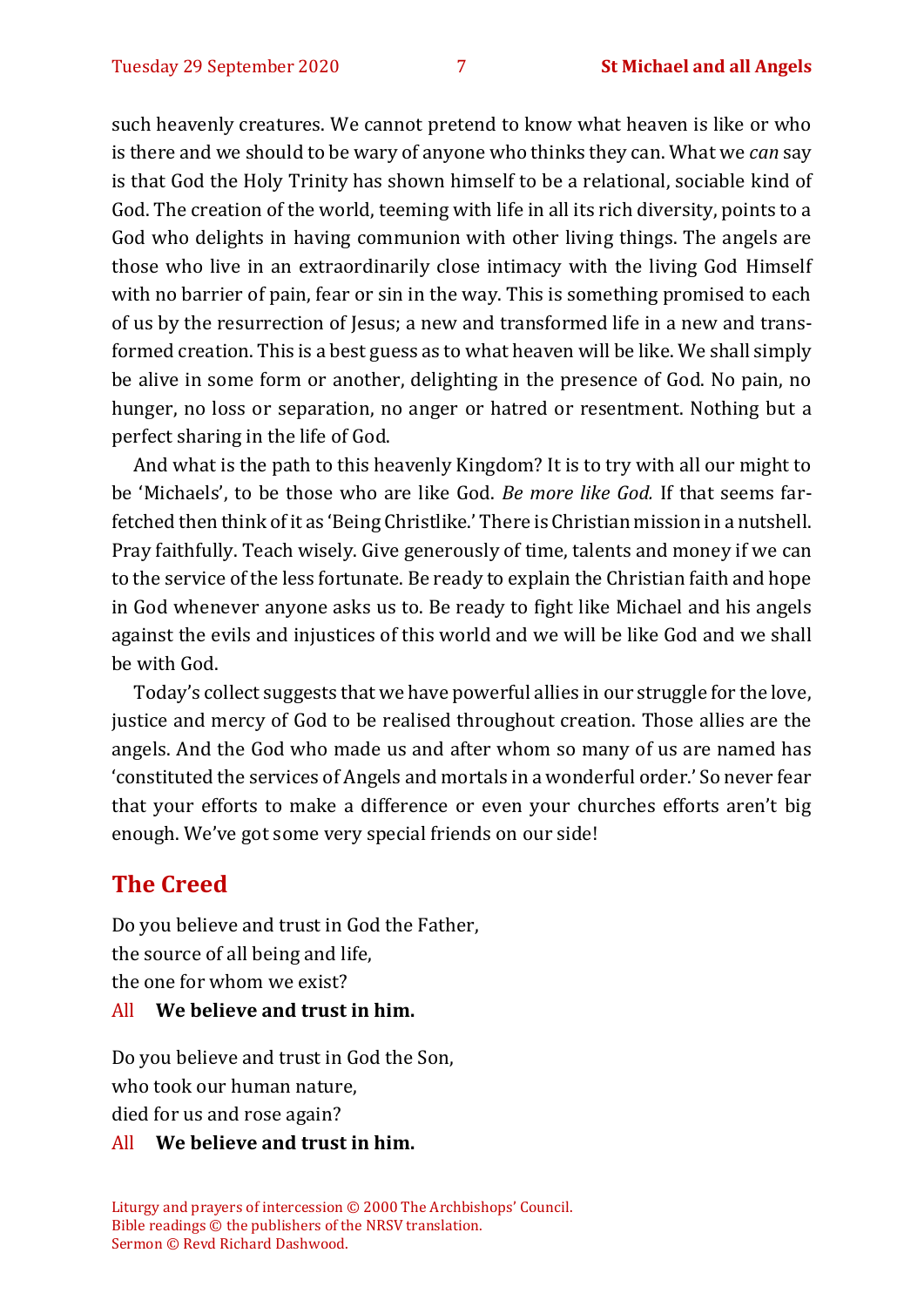such heavenly creatures. We cannot pretend to know what heaven is like or who is there and we should to be wary of anyone who thinks they can. What we *can* say is that God the Holy Trinity has shown himself to be a relational, sociable kind of God. The creation of the world, teeming with life in all its rich diversity, points to a God who delights in having communion with other living things. The angels are those who live in an extraordinarily close intimacy with the living God Himself with no barrier of pain, fear or sin in the way. This is something promised to each of us by the resurrection of Jesus; a new and transformed life in a new and transformed creation. This is a best guess as to what heaven will be like. We shall simply be alive in some form or another, delighting in the presence of God. No pain, no hunger, no loss or separation, no anger or hatred or resentment. Nothing but a perfect sharing in the life of God.

And what is the path to this heavenly Kingdom? It is to try with all our might to be 'Michaels', to be those who are like God. *Be more like God.* If that seems far-fetched then think of it as 'Being Christlike.' There is Christian mission in a nutshell. Pray faithfully. Teach wisely. Give generously of time, talents and money if we can to the service of the less fortunate. Be ready to explain the Christian faith and hope in God whenever anyone asks us to. Be ready to fight like Michael and his angels against the evils and injustices of this world and we will be like God and we shall be with God.

Today's collect suggests that we have powerful allies in our struggle for the love, justice and mercy of God to be realised throughout creation. Those allies are the angels. And the God who made us and after whom so many of us are named has 'constituted the services of Angels and mortals in a wonderful order.' So never fear that your efforts to make a difference or even your churches efforts aren't big enough. We've got some very special friends on our side!

## The Creed

Do you believe and trust in God the Father,
the source of all being and life,
the one for whom we exist?

All **We believe and trust in him.**

Do you believe and trust in God the Son,
who took our human nature,
died for us and rose again?

All **We believe and trust in him.**

Liturgy and prayers of intercession © 2000 The Archbishops' Council.
Bible readings © the publishers of the NRSV translation.
Sermon © Revd Richard Dashwood.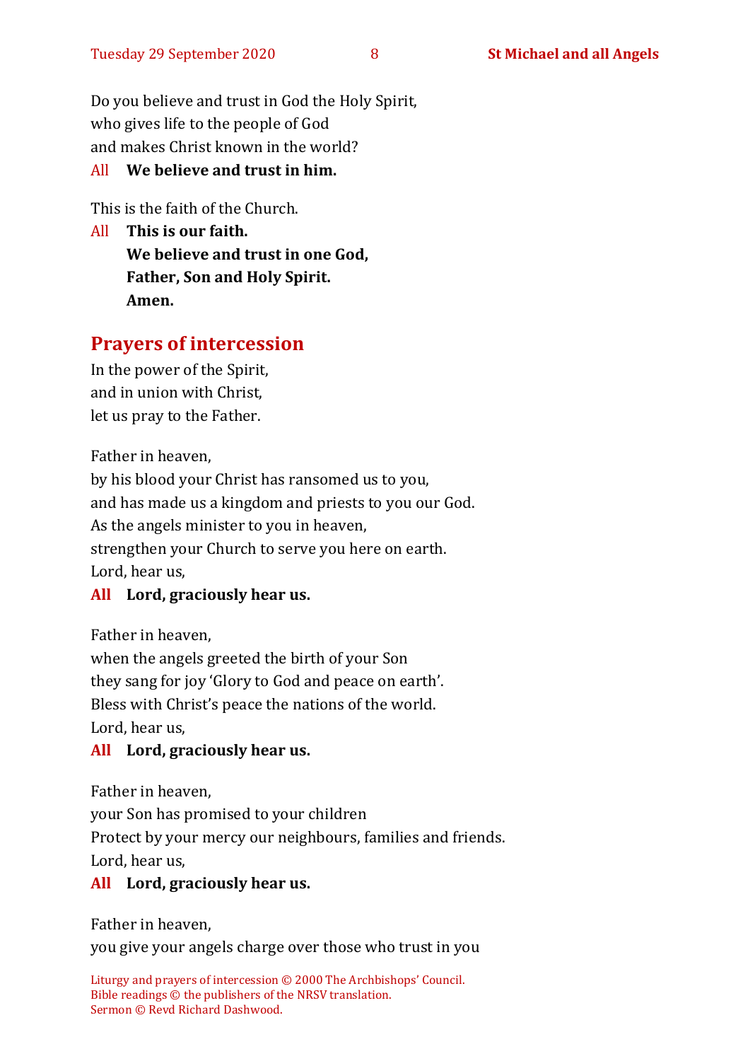Do you believe and trust in God the Holy Spirit,
who gives life to the people of God
and makes Christ known in the world?

All **We believe and trust in him.**

This is the faith of the Church.

All **This is our faith.**
**We believe and trust in one God,**
**Father, Son and Holy Spirit.**
**Amen.**

## Prayers of intercession

In the power of the Spirit,
and in union with Christ,
let us pray to the Father.

Father in heaven,
by his blood your Christ has ransomed us to you,
and has made us a kingdom and priests to you our God.
As the angels minister to you in heaven,
strengthen your Church to serve you here on earth.
Lord, hear us,

**All Lord, graciously hear us.**

Father in heaven,
when the angels greeted the birth of your Son
they sang for joy 'Glory to God and peace on earth'.
Bless with Christ's peace the nations of the world.
Lord, hear us,

**All Lord, graciously hear us.**

Father in heaven,
your Son has promised to your children
Protect by your mercy our neighbours, families and friends.
Lord, hear us,

**All Lord, graciously hear us.**

Father in heaven,
you give your angels charge over those who trust in you

Liturgy and prayers of intercession © 2000 The Archbishops' Council.
Bible readings © the publishers of the NRSV translation.
Sermon © Revd Richard Dashwood.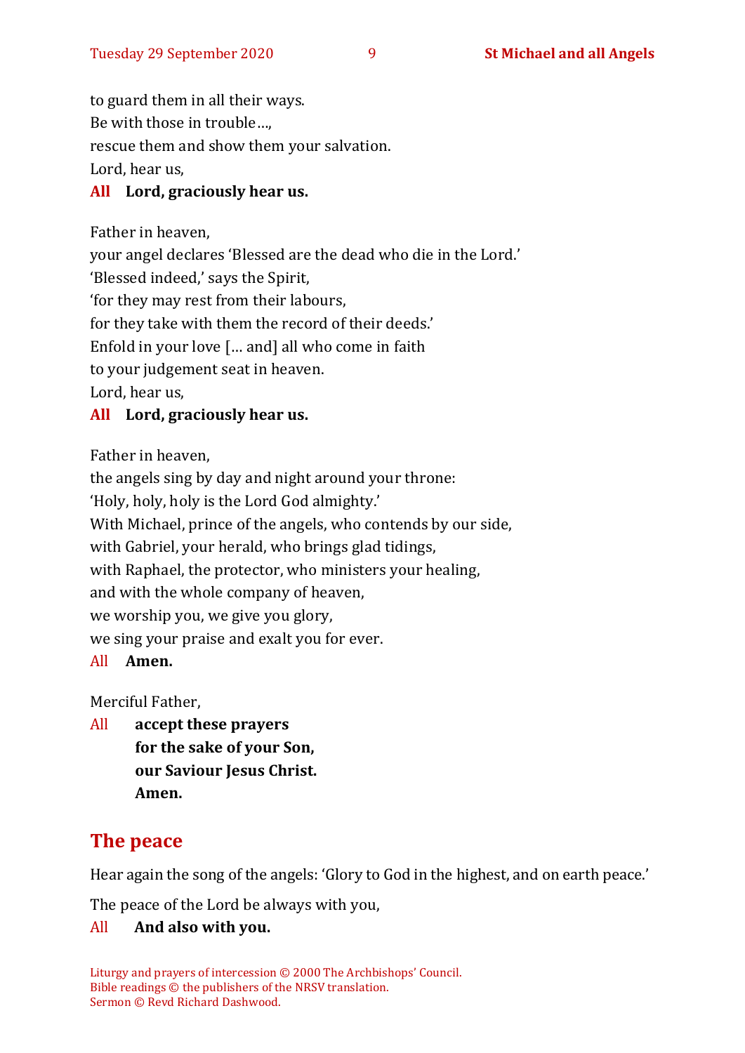to guard them in all their ways.
Be with those in trouble…,
rescue them and show them your salvation.
Lord, hear us,

**All Lord, graciously hear us.**

Father in heaven,
your angel declares 'Blessed are the dead who die in the Lord.'
'Blessed indeed,' says the Spirit,
'for they may rest from their labours,
for they take with them the record of their deeds.'
Enfold in your love [… and] all who come in faith
to your judgement seat in heaven.
Lord, hear us,

**All Lord, graciously hear us.**

Father in heaven,
the angels sing by day and night around your throne:
'Holy, holy, holy is the Lord God almighty.'
With Michael, prince of the angels, who contends by our side,
with Gabriel, your herald, who brings glad tidings,
with Raphael, the protector, who ministers your healing,
and with the whole company of heaven,
we worship you, we give you glory,
we sing your praise and exalt you for ever.

All **Amen.**

Merciful Father,

All **accept these prayers**
**for the sake of your Son,**
**our Saviour Jesus Christ.**
**Amen.**

## The peace

Hear again the song of the angels: 'Glory to God in the highest, and on earth peace.'

The peace of the Lord be always with you,

All **And also with you.**

Liturgy and prayers of intercession © 2000 The Archbishops' Council.
Bible readings © the publishers of the NRSV translation.
Sermon © Revd Richard Dashwood.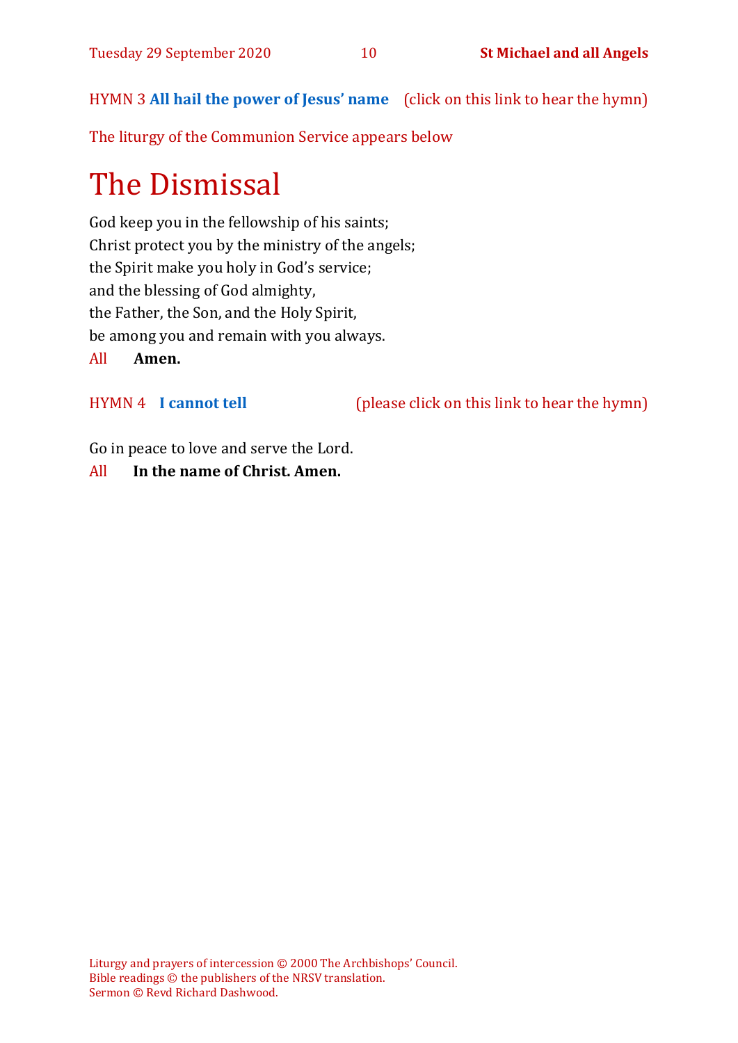HYMN 3 **All hail the power of Jesus' name** (click on this link to hear the hymn)

The liturgy of the Communion Service appears below

# The Dismissal

God keep you in the fellowship of his saints;
Christ protect you by the ministry of the angels;
the Spirit make you holy in God's service;
and the blessing of God almighty,
the Father, the Son, and the Holy Spirit,
be among you and remain with you always.

All **Amen.**

HYMN 4 **I cannot tell** (please click on this link to hear the hymn)

Go in peace to love and serve the Lord.

All **In the name of Christ. Amen.**

Liturgy and prayers of intercession © 2000 The Archbishops' Council.
Bible readings © the publishers of the NRSV translation.
Sermon © Revd Richard Dashwood.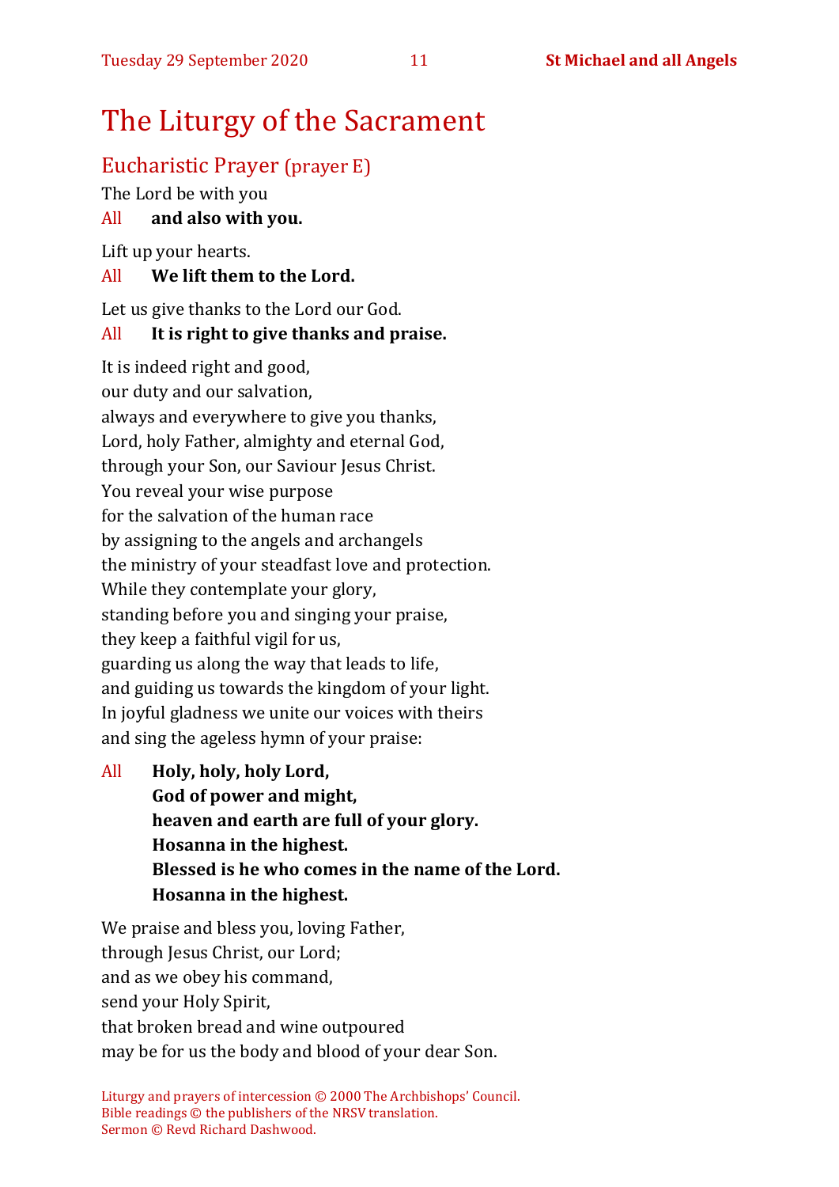# The Liturgy of the Sacrament

## Eucharistic Prayer (prayer E)

The Lord be with you

All **and also with you.**

Lift up your hearts.

All **We lift them to the Lord.**

Let us give thanks to the Lord our God.

All **It is right to give thanks and praise.**

It is indeed right and good,
our duty and our salvation,
always and everywhere to give you thanks,
Lord, holy Father, almighty and eternal God,
through your Son, our Saviour Jesus Christ.
You reveal your wise purpose
for the salvation of the human race
by assigning to the angels and archangels
the ministry of your steadfast love and protection.
While they contemplate your glory,
standing before you and singing your praise,
they keep a faithful vigil for us,
guarding us along the way that leads to life,
and guiding us towards the kingdom of your light.
In joyful gladness we unite our voices with theirs
and sing the ageless hymn of your praise:

All **Holy, holy, holy Lord,**
**God of power and might,**
**heaven and earth are full of your glory.**
**Hosanna in the highest.**
**Blessed is he who comes in the name of the Lord.**
**Hosanna in the highest.**

We praise and bless you, loving Father,
through Jesus Christ, our Lord;
and as we obey his command,
send your Holy Spirit,
that broken bread and wine outpoured
may be for us the body and blood of your dear Son.

Liturgy and prayers of intercession © 2000 The Archbishops' Council.
Bible readings © the publishers of the NRSV translation.
Sermon © Revd Richard Dashwood.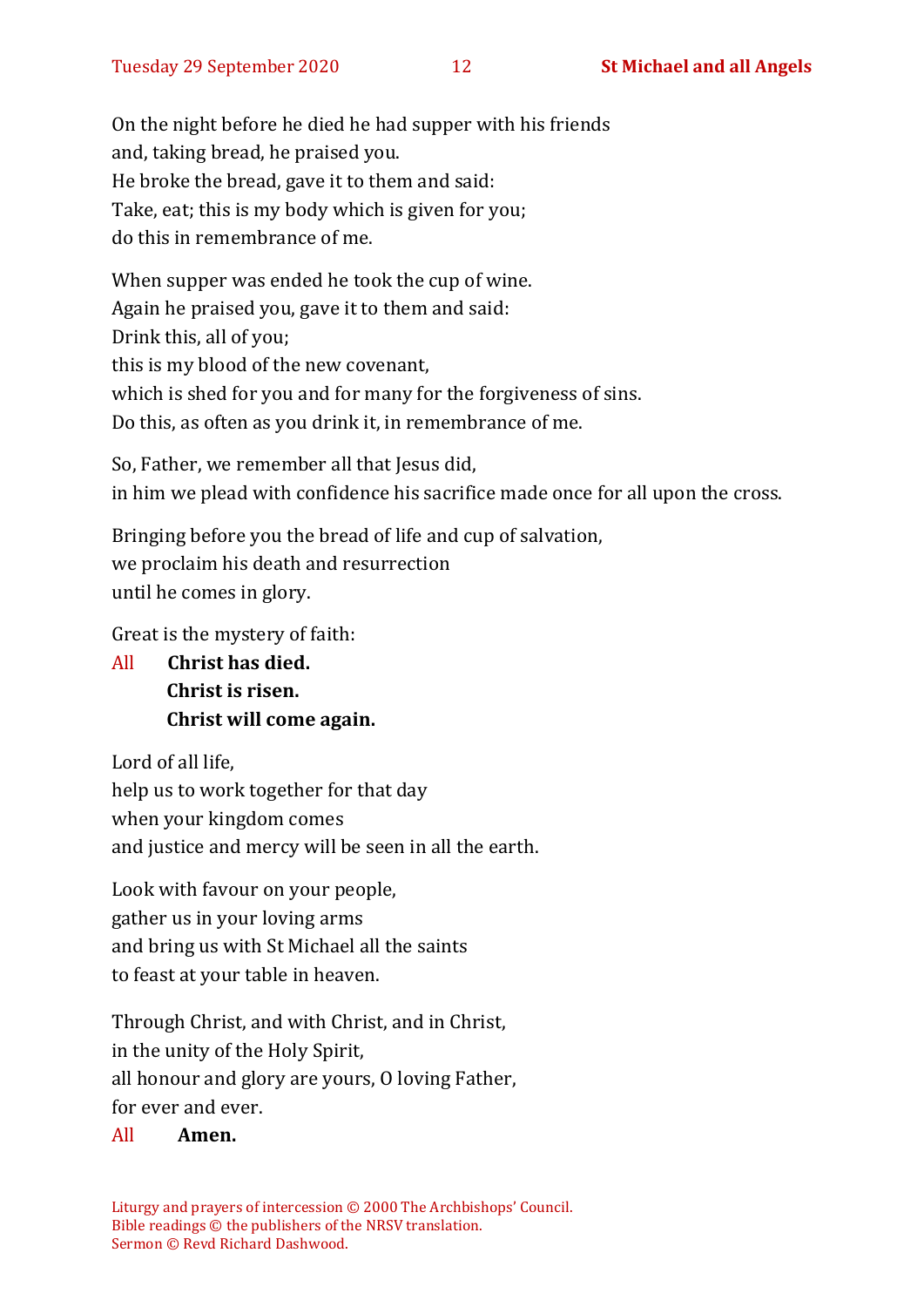On the night before he died he had supper with his friends
and, taking bread, he praised you.
He broke the bread, gave it to them and said:
Take, eat; this is my body which is given for you;
do this in remembrance of me.

When supper was ended he took the cup of wine.
Again he praised you, gave it to them and said:
Drink this, all of you;
this is my blood of the new covenant,
which is shed for you and for many for the forgiveness of sins.
Do this, as often as you drink it, in remembrance of me.

So, Father, we remember all that Jesus did,
in him we plead with confidence his sacrifice made once for all upon the cross.

Bringing before you the bread of life and cup of salvation,
we proclaim his death and resurrection
until he comes in glory.

Great is the mystery of faith:

All **Christ has died.**
**Christ is risen.**
**Christ will come again.**

Lord of all life,
help us to work together for that day
when your kingdom comes
and justice and mercy will be seen in all the earth.

Look with favour on your people,
gather us in your loving arms
and bring us with St Michael all the saints
to feast at your table in heaven.

Through Christ, and with Christ, and in Christ,
in the unity of the Holy Spirit,
all honour and glory are yours, O loving Father,
for ever and ever.

All **Amen.**

Liturgy and prayers of intercession © 2000 The Archbishops' Council.
Bible readings © the publishers of the NRSV translation.
Sermon © Revd Richard Dashwood.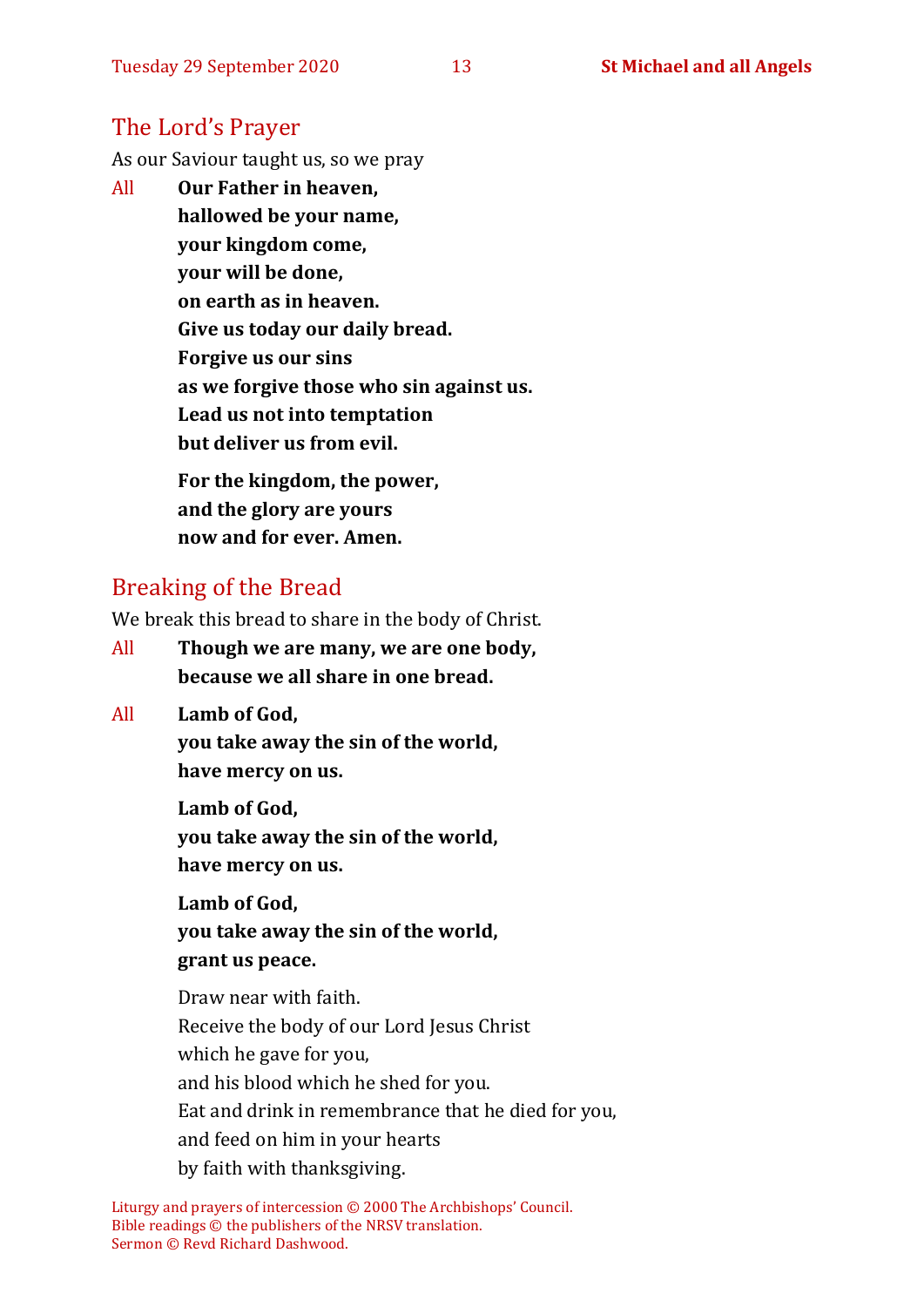## The Lord's Prayer

As our Saviour taught us, so we pray

All **Our Father in heaven,**
**hallowed be your name,**
**your kingdom come,**
**your will be done,**
**on earth as in heaven.**
**Give us today our daily bread.**
**Forgive us our sins**
**as we forgive those who sin against us.**
**Lead us not into temptation**
**but deliver us from evil.**

**For the kingdom, the power,**
**and the glory are yours**
**now and for ever. Amen.**

## Breaking of the Bread

We break this bread to share in the body of Christ.

All **Though we are many, we are one body,**
**because we all share in one bread.**

All **Lamb of God,**
**you take away the sin of the world,**
**have mercy on us.**

**Lamb of God,**
**you take away the sin of the world,**
**have mercy on us.**

**Lamb of God,**
**you take away the sin of the world,**
**grant us peace.**

Draw near with faith.
Receive the body of our Lord Jesus Christ
which he gave for you,
and his blood which he shed for you.
Eat and drink in remembrance that he died for you,
and feed on him in your hearts
by faith with thanksgiving.

Liturgy and prayers of intercession © 2000 The Archbishops' Council.
Bible readings © the publishers of the NRSV translation.
Sermon © Revd Richard Dashwood.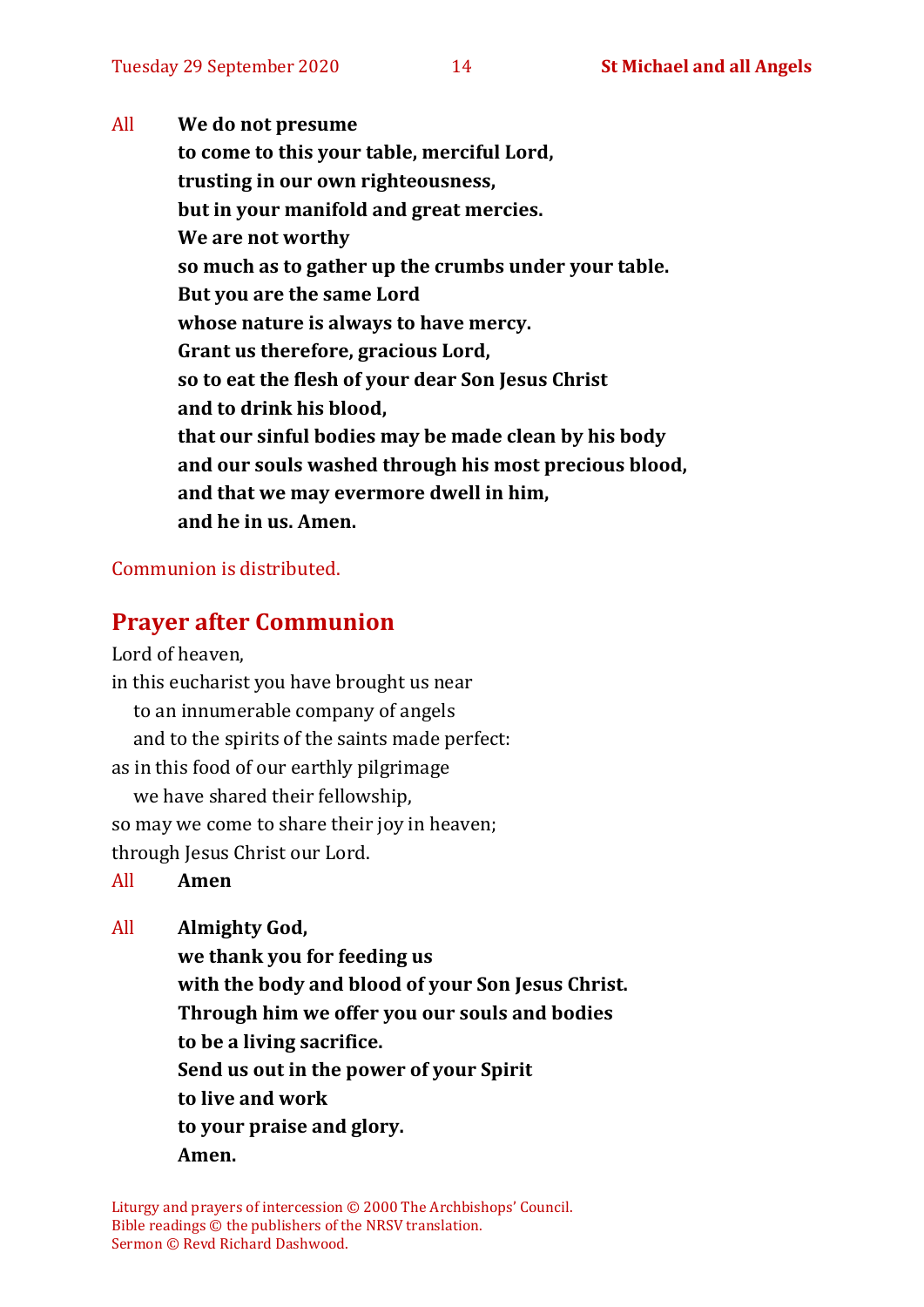All **We do not presume**
**to come to this your table, merciful Lord,**
**trusting in our own righteousness,**
**but in your manifold and great mercies.**
**We are not worthy**
**so much as to gather up the crumbs under your table.**
**But you are the same Lord**
**whose nature is always to have mercy.**
**Grant us therefore, gracious Lord,**
**so to eat the flesh of your dear Son Jesus Christ**
**and to drink his blood,**
**that our sinful bodies may be made clean by his body**
**and our souls washed through his most precious blood,**
**and that we may evermore dwell in him,**
**and he in us. Amen.**

Communion is distributed.

## Prayer after Communion

Lord of heaven,
in this eucharist you have brought us near
to an innumerable company of angels
and to the spirits of the saints made perfect:
as in this food of our earthly pilgrimage
we have shared their fellowship,
so may we come to share their joy in heaven;
through Jesus Christ our Lord.

All **Amen**

All **Almighty God,**
**we thank you for feeding us**
**with the body and blood of your Son Jesus Christ.**
**Through him we offer you our souls and bodies**
**to be a living sacrifice.**
**Send us out in the power of your Spirit**
**to live and work**
**to your praise and glory.**
**Amen.**

Liturgy and prayers of intercession © 2000 The Archbishops' Council.
Bible readings © the publishers of the NRSV translation.
Sermon © Revd Richard Dashwood.